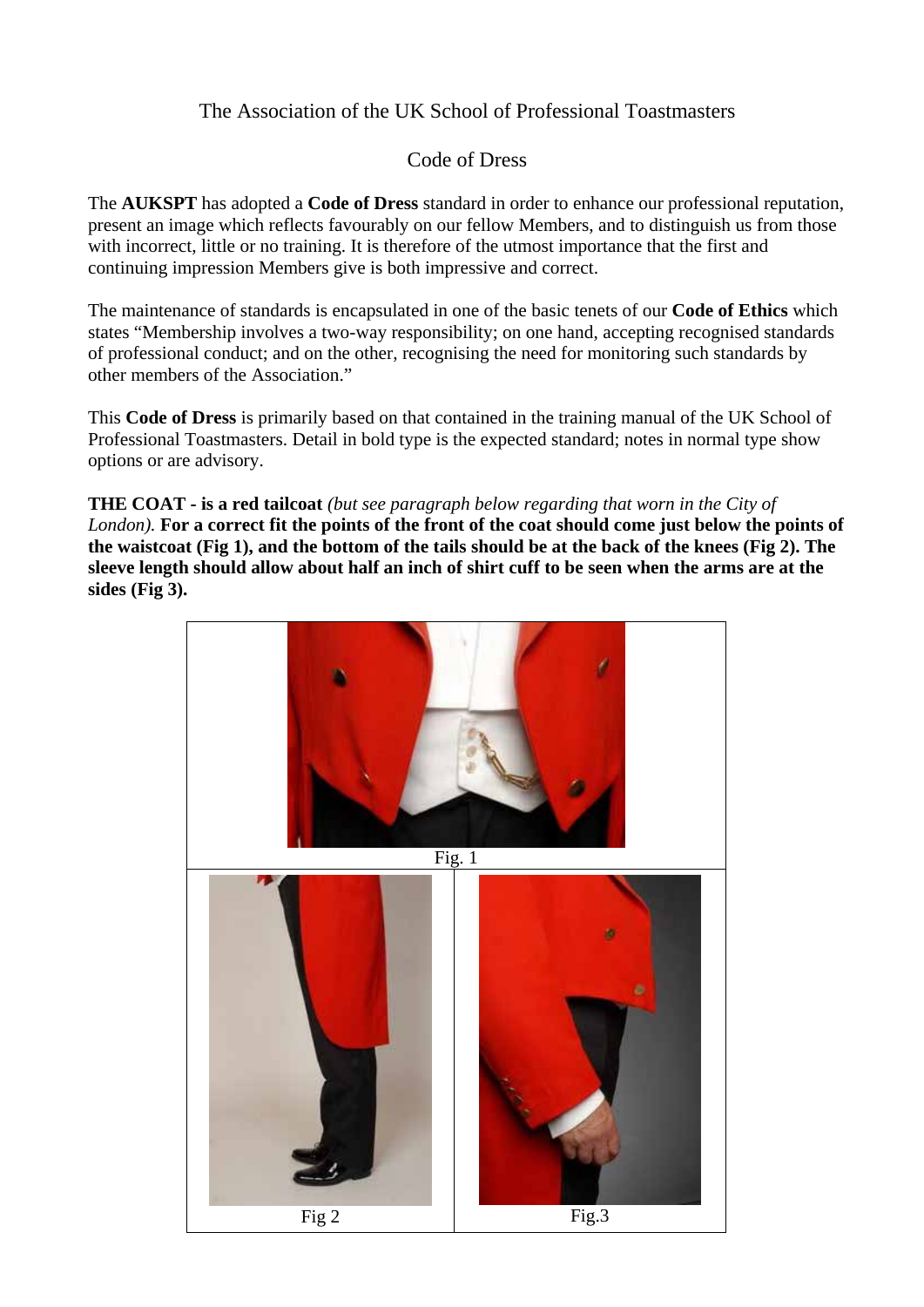The Association of the UK School of Professional Toastmasters

Code of Dress

The **AUKSPT** has adopted a **Code of Dress** standard in order to enhance our professional reputation, present an image which reflects favourably on our fellow Members, and to distinguish us from those with incorrect, little or no training. It is therefore of the utmost importance that the first and continuing impression Members give is both impressive and correct.

The maintenance of standards is encapsulated in one of the basic tenets of our **Code of Ethics** which states "Membership involves a two-way responsibility; on one hand, accepting recognised standards of professional conduct; and on the other, recognising the need for monitoring such standards by other members of the Association."

This **Code of Dress** is primarily based on that contained in the training manual of the UK School of Professional Toastmasters. Detail in bold type is the expected standard; notes in normal type show options or are advisory.

**THE COAT - is a red tailcoat** *(but see paragraph below regarding that worn in the City of London).* **For a correct fit the points of the front of the coat should come just below the points of the waistcoat (Fig 1), and the bottom of the tails should be at the back of the knees (Fig 2). The sleeve length should allow about half an inch of shirt cuff to be seen when the arms are at the sides (Fig 3).**

Fig. 1

Fig 2

Fig.3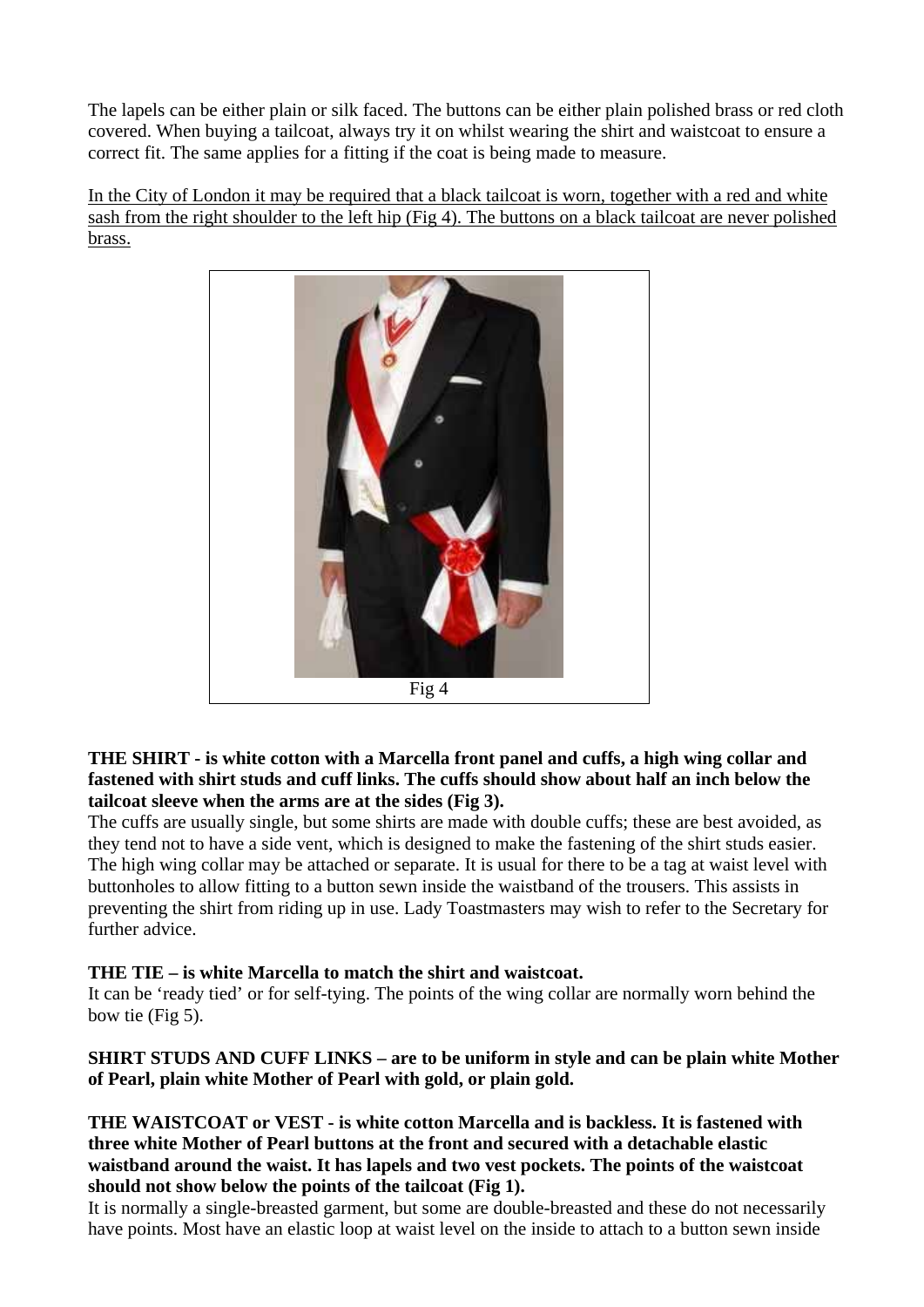The lapels can be either plain or silk faced. The buttons can be either plain polished brass or red cloth covered. When buying a tailcoat, always try it on whilst wearing the shirt and waistcoat to ensure a correct fit. The same applies for a fitting if the coat is being made to measure.

<u>In the City of London it may be required that a black tailcoat is worn, together with a red and white sash from the right shoulder to the left hip (Fig 4). The buttons on a black tailcoat are never polished brass.</u>

Fig 4

**THE SHIRT - is white cotton with a Marcella front panel and cuffs, a high wing collar and fastened with shirt studs and cuff links. The cuffs should show about half an inch below the tailcoat sleeve when the arms are at the sides (Fig 3).**

The cuffs are usually single, but some shirts are made with double cuffs; these are best avoided, as they tend not to have a side vent, which is designed to make the fastening of the shirt studs easier. The high wing collar may be attached or separate. It is usual for there to be a tag at waist level with buttonholes to allow fitting to a button sewn inside the waistband of the trousers. This assists in preventing the shirt from riding up in use. Lady Toastmasters may wish to refer to the Secretary for further advice.

**THE TIE – is white Marcella to match the shirt and waistcoat.**

It can be 'ready tied' or for self-tying. The points of the wing collar are normally worn behind the bow tie (Fig 5).

**SHIRT STUDS AND CUFF LINKS – are to be uniform in style and can be plain white Mother of Pearl, plain white Mother of Pearl with gold, or plain gold.**

**THE WAISTCOAT or VEST - is white cotton Marcella and is backless. It is fastened with three white Mother of Pearl buttons at the front and secured with a detachable elastic waistband around the waist. It has lapels and two vest pockets. The points of the waistcoat should not show below the points of the tailcoat (Fig 1).**

It is normally a single-breasted garment, but some are double-breasted and these do not necessarily have points. Most have an elastic loop at waist level on the inside to attach to a button sewn inside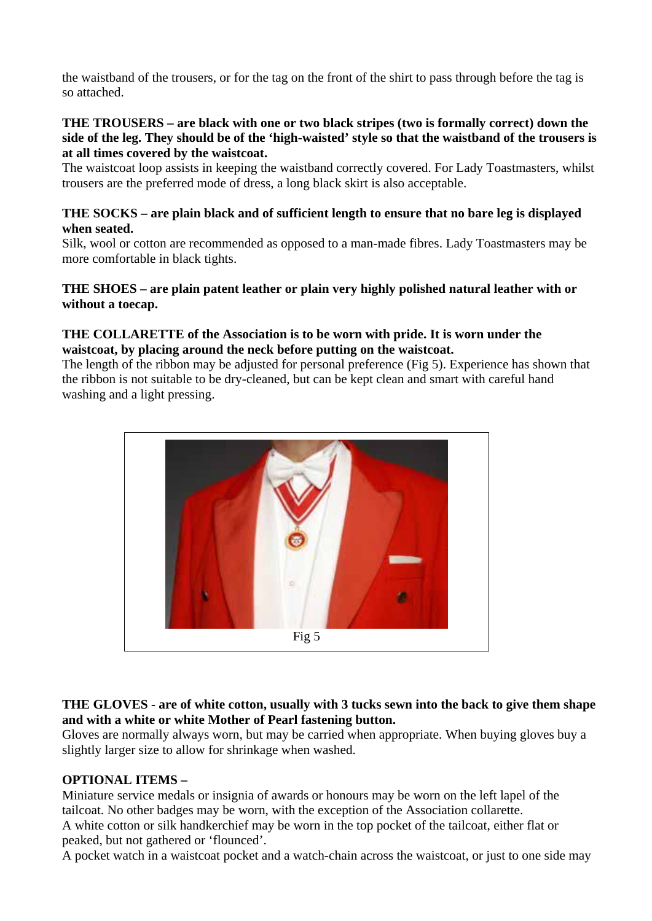the waistband of the trousers, or for the tag on the front of the shirt to pass through before the tag is so attached.

**THE TROUSERS – are black with one or two black stripes (two is formally correct) down the side of the leg. They should be of the 'high-waisted' style so that the waistband of the trousers is at all times covered by the waistcoat.**

The waistcoat loop assists in keeping the waistband correctly covered. For Lady Toastmasters, whilst trousers are the preferred mode of dress, a long black skirt is also acceptable.

**THE SOCKS – are plain black and of sufficient length to ensure that no bare leg is displayed when seated.**

Silk, wool or cotton are recommended as opposed to a man-made fibres. Lady Toastmasters may be more comfortable in black tights.

**THE SHOES – are plain patent leather or plain very highly polished natural leather with or without a toecap.**

**THE COLLARETTE of the Association is to be worn with pride. It is worn under the waistcoat, by placing around the neck before putting on the waistcoat.**

The length of the ribbon may be adjusted for personal preference (Fig 5). Experience has shown that the ribbon is not suitable to be dry-cleaned, but can be kept clean and smart with careful hand washing and a light pressing.

Fig 5

**THE GLOVES - are of white cotton, usually with 3 tucks sewn into the back to give them shape and with a white or white Mother of Pearl fastening button.**

Gloves are normally always worn, but may be carried when appropriate. When buying gloves buy a slightly larger size to allow for shrinkage when washed.

**OPTIONAL ITEMS –**

Miniature service medals or insignia of awards or honours may be worn on the left lapel of the tailcoat. No other badges may be worn, with the exception of the Association collarette.

A white cotton or silk handkerchief may be worn in the top pocket of the tailcoat, either flat or peaked, but not gathered or 'flounced'.

A pocket watch in a waistcoat pocket and a watch-chain across the waistcoat, or just to one side may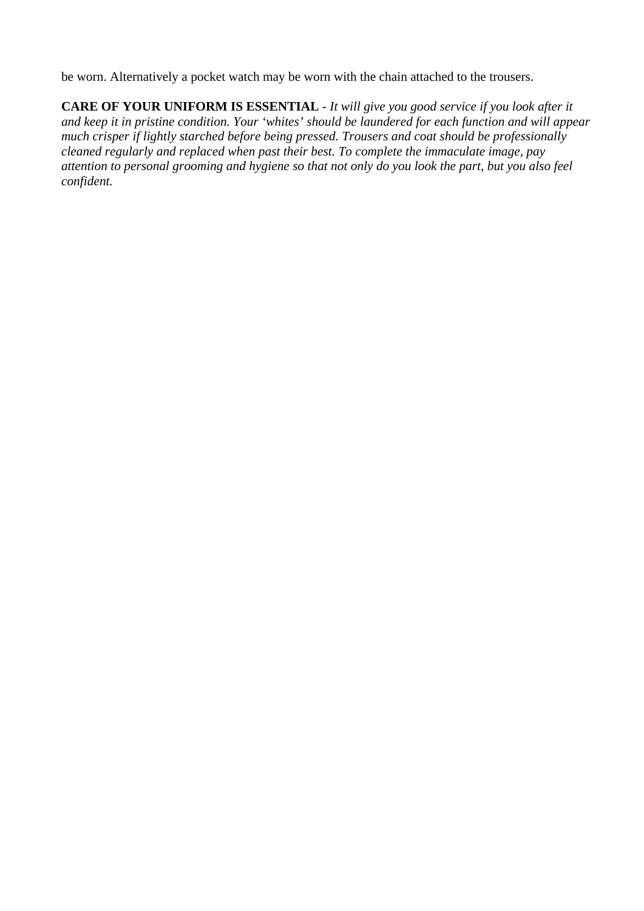be worn. Alternatively a pocket watch may be worn with the chain attached to the trousers.

**CARE OF YOUR UNIFORM IS ESSENTIAL** - *It will give you good service if you look after it and keep it in pristine condition. Your 'whites' should be laundered for each function and will appear much crisper if lightly starched before being pressed. Trousers and coat should be professionally cleaned regularly and replaced when past their best. To complete the immaculate image, pay attention to personal grooming and hygiene so that not only do you look the part, but you also feel confident.*